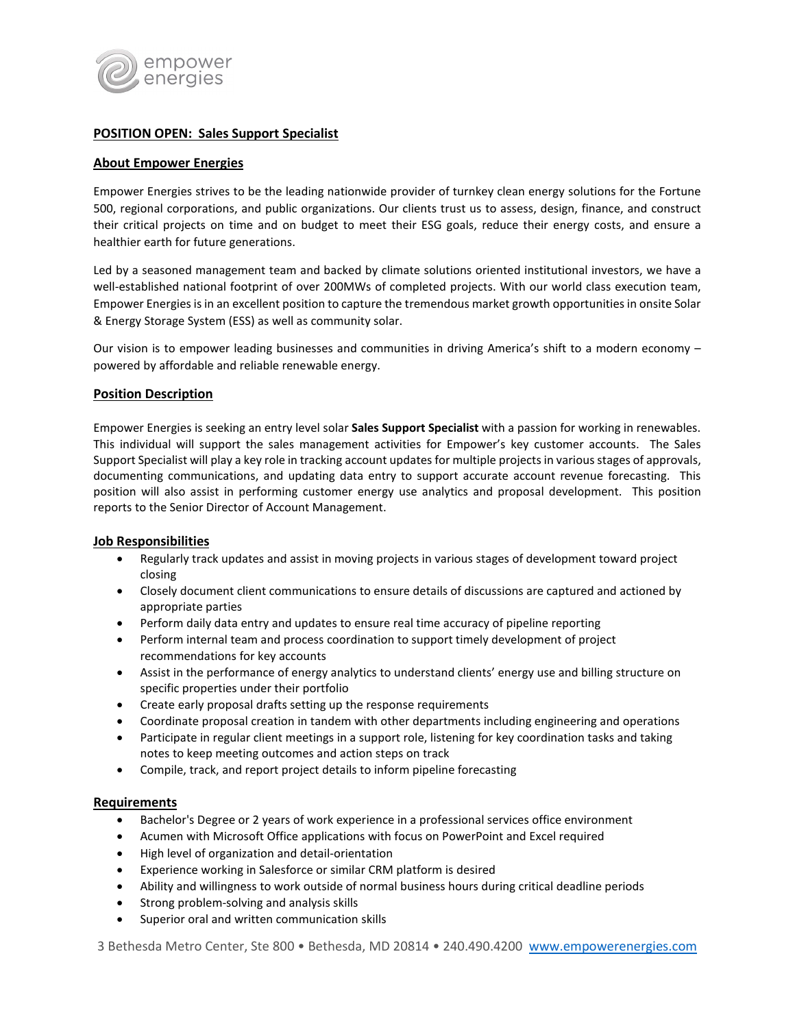empower energies

## POSITION OPEN: Sales Support Specialist

### About Empower Energies

Empower Energies strives to be the leading nationwide provider of turnkey clean energy solutions for the Fortune 500, regional corporations, and public organizations. Our clients trust us to assess, design, finance, and construct their critical projects on time and on budget to meet their ESG goals, reduce their energy costs, and ensure a healthier earth for future generations.

Led by a seasoned management team and backed by climate solutions oriented institutional investors, we have a well-established national footprint of over 200MWs of completed projects. With our world class execution team, Empower Energies is in an excellent position to capture the tremendous market growth opportunities in onsite Solar & Energy Storage System (ESS) as well as community solar.

Our vision is to empower leading businesses and communities in driving America's shift to a modern economy – powered by affordable and reliable renewable energy.

### Position Description

Empower Energies is seeking an entry level solar **Sales Support Specialist** with a passion for working in renewables. This individual will support the sales management activities for Empower's key customer accounts. The Sales Support Specialist will play a key role in tracking account updates for multiple projects in various stages of approvals, documenting communications, and updating data entry to support accurate account revenue forecasting. This position will also assist in performing customer energy use analytics and proposal development. This position reports to the Senior Director of Account Management.

### Job Responsibilities

- Regularly track updates and assist in moving projects in various stages of development toward project closing
- Closely document client communications to ensure details of discussions are captured and actioned by appropriate parties
- Perform daily data entry and updates to ensure real time accuracy of pipeline reporting
- Perform internal team and process coordination to support timely development of project recommendations for key accounts
- Assist in the performance of energy analytics to understand clients' energy use and billing structure on specific properties under their portfolio
- Create early proposal drafts setting up the response requirements
- Coordinate proposal creation in tandem with other departments including engineering and operations
- Participate in regular client meetings in a support role, listening for key coordination tasks and taking notes to keep meeting outcomes and action steps on track
- Compile, track, and report project details to inform pipeline forecasting

### Requirements

- Bachelor's Degree or 2 years of work experience in a professional services office environment
- Acumen with Microsoft Office applications with focus on PowerPoint and Excel required
- High level of organization and detail-orientation
- Experience working in Salesforce or similar CRM platform is desired
- Ability and willingness to work outside of normal business hours during critical deadline periods
- Strong problem-solving and analysis skills
- Superior oral and written communication skills

3 Bethesda Metro Center, Ste 800 • Bethesda, MD 20814 • 240.490.4200 www.empowerenergies.com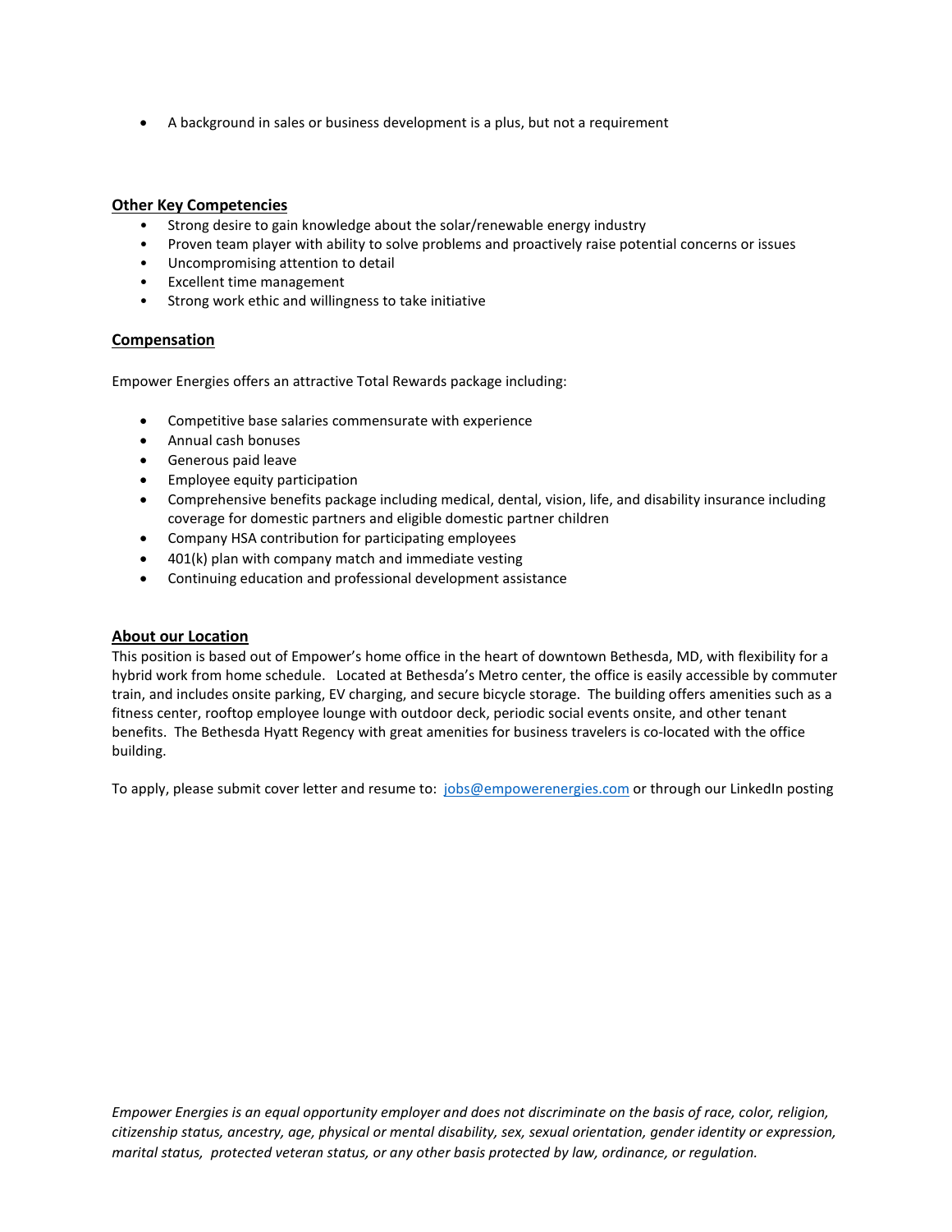- A background in sales or business development is a plus, but not a requirement

## Other Key Competencies

- Strong desire to gain knowledge about the solar/renewable energy industry
- Proven team player with ability to solve problems and proactively raise potential concerns or issues
- Uncompromising attention to detail
- Excellent time management
- Strong work ethic and willingness to take initiative

## Compensation

Empower Energies offers an attractive Total Rewards package including:

- Competitive base salaries commensurate with experience
- Annual cash bonuses
- Generous paid leave
- Employee equity participation
- Comprehensive benefits package including medical, dental, vision, life, and disability insurance including coverage for domestic partners and eligible domestic partner children
- Company HSA contribution for participating employees
- 401(k) plan with company match and immediate vesting
- Continuing education and professional development assistance

## About our Location

This position is based out of Empower's home office in the heart of downtown Bethesda, MD, with flexibility for a hybrid work from home schedule. Located at Bethesda's Metro center, the office is easily accessible by commuter train, and includes onsite parking, EV charging, and secure bicycle storage. The building offers amenities such as a fitness center, rooftop employee lounge with outdoor deck, periodic social events onsite, and other tenant benefits. The Bethesda Hyatt Regency with great amenities for business travelers is co-located with the office building.

To apply, please submit cover letter and resume to: jobs@empowerenergies.com or through our LinkedIn posting

*Empower Energies is an equal opportunity employer and does not discriminate on the basis of race, color, religion, citizenship status, ancestry, age, physical or mental disability, sex, sexual orientation, gender identity or expression, marital status, protected veteran status, or any other basis protected by law, ordinance, or regulation.*